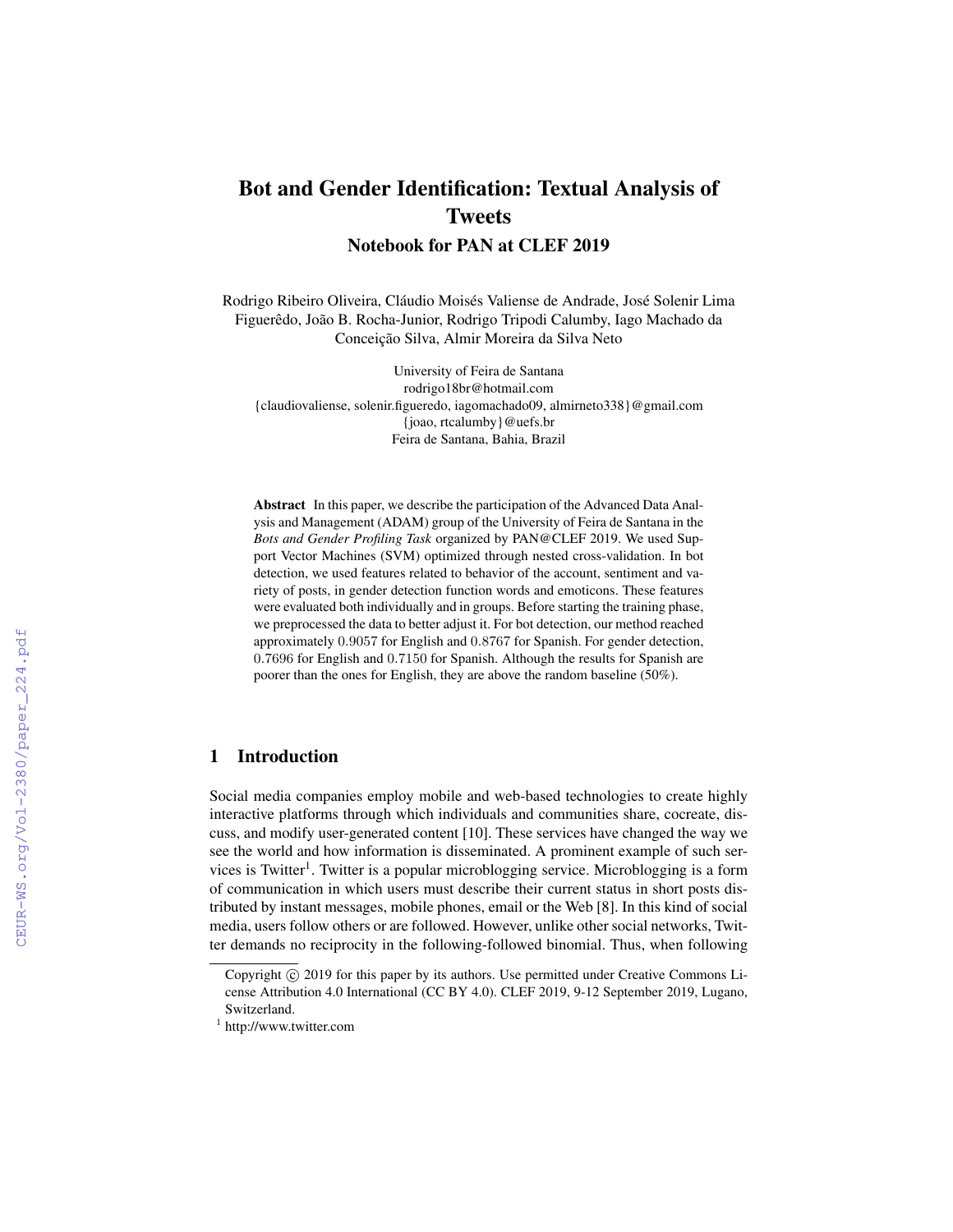# Bot and Gender Identification: Textual Analysis of Tweets

## Notebook for PAN at CLEF 2019

Rodrigo Ribeiro Oliveira, Cláudio Moisés Valiense de Andrade, José Solenir Lima Figuerêdo, João B. Rocha-Junior, Rodrigo Tripodi Calumby, Iago Machado da Conceição Silva, Almir Moreira da Silva Neto

University of Feira de Santana
rodrigo18br@hotmail.com
{claudiovaliense, solenir.figueredo, iagomachado09, almirneto338}@gmail.com
{joao, rtcalumby}@uefs.br
Feira de Santana, Bahia, Brazil

**Abstract** In this paper, we describe the participation of the Advanced Data Analysis and Management (ADAM) group of the University of Feira de Santana in the *Bots and Gender Profiling Task* organized by PAN@CLEF 2019. We used Support Vector Machines (SVM) optimized through nested cross-validation. In bot detection, we used features related to behavior of the account, sentiment and variety of posts, in gender detection function words and emoticons. These features were evaluated both individually and in groups. Before starting the training phase, we preprocessed the data to better adjust it. For bot detection, our method reached approximately $0.9057$ for English and $0.8767$ for Spanish. For gender detection, $0.7696$ for English and $0.7150$ for Spanish. Although the results for Spanish are poorer than the ones for English, they are above the random baseline (50%).

## 1 Introduction

Social media companies employ mobile and web-based technologies to create highly interactive platforms through which individuals and communities share, cocreate, discuss, and modify user-generated content [10]. These services have changed the way we see the world and how information is disseminated. A prominent example of such services is Twitter[1]. Twitter is a popular microblogging service. Microblogging is a form of communication in which users must describe their current status in short posts distributed by instant messages, mobile phones, email or the Web [8]. In this kind of social media, users follow others or are followed. However, unlike other social networks, Twitter demands no reciprocity in the following-followed binomial. Thus, when following

Copyright © 2019 for this paper by its authors. Use permitted under Creative Commons License Attribution 4.0 International (CC BY 4.0). CLEF 2019, 9-12 September 2019, Lugano, Switzerland.

[1] http://www.twitter.com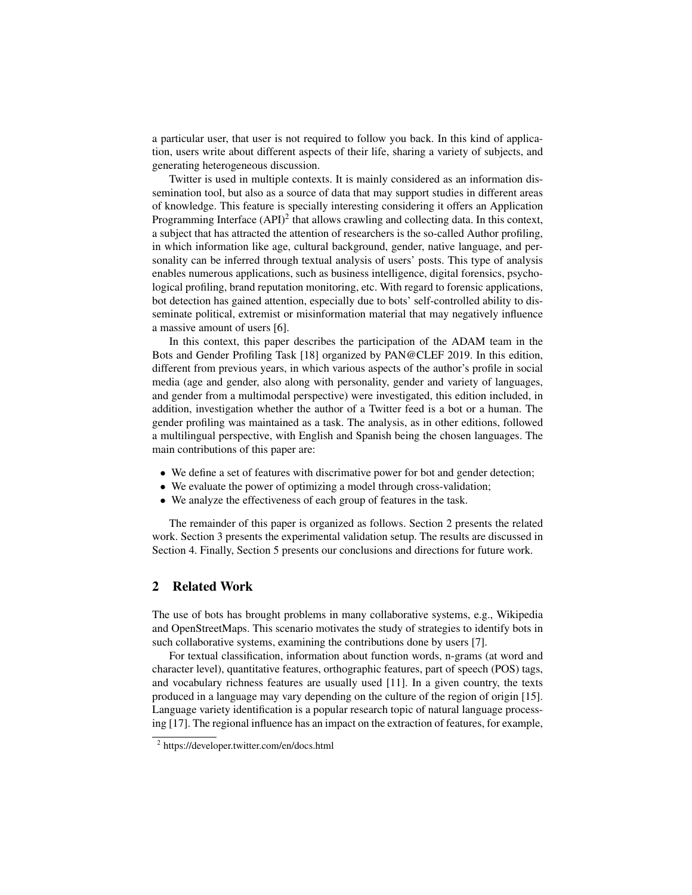a particular user, that user is not required to follow you back. In this kind of application, users write about different aspects of their life, sharing a variety of subjects, and generating heterogeneous discussion.

Twitter is used in multiple contexts. It is mainly considered as an information dissemination tool, but also as a source of data that may support studies in different areas of knowledge. This feature is specially interesting considering it offers an Application Programming Interface (API)[2] that allows crawling and collecting data. In this context, a subject that has attracted the attention of researchers is the so-called Author profiling, in which information like age, cultural background, gender, native language, and personality can be inferred through textual analysis of users' posts. This type of analysis enables numerous applications, such as business intelligence, digital forensics, psychological profiling, brand reputation monitoring, etc. With regard to forensic applications, bot detection has gained attention, especially due to bots' self-controlled ability to disseminate political, extremist or misinformation material that may negatively influence a massive amount of users [6].

In this context, this paper describes the participation of the ADAM team in the Bots and Gender Profiling Task [18] organized by PAN@CLEF 2019. In this edition, different from previous years, in which various aspects of the author's profile in social media (age and gender, also along with personality, gender and variety of languages, and gender from a multimodal perspective) were investigated, this edition included, in addition, investigation whether the author of a Twitter feed is a bot or a human. The gender profiling was maintained as a task. The analysis, as in other editions, followed a multilingual perspective, with English and Spanish being the chosen languages. The main contributions of this paper are:

- We define a set of features with discrimative power for bot and gender detection;
- We evaluate the power of optimizing a model through cross-validation;
- We analyze the effectiveness of each group of features in the task.

The remainder of this paper is organized as follows. Section 2 presents the related work. Section 3 presents the experimental validation setup. The results are discussed in Section 4. Finally, Section 5 presents our conclusions and directions for future work.

## 2 Related Work

The use of bots has brought problems in many collaborative systems, e.g., Wikipedia and OpenStreetMaps. This scenario motivates the study of strategies to identify bots in such collaborative systems, examining the contributions done by users [7].

For textual classification, information about function words, n-grams (at word and character level), quantitative features, orthographic features, part of speech (POS) tags, and vocabulary richness features are usually used [11]. In a given country, the texts produced in a language may vary depending on the culture of the region of origin [15]. Language variety identification is a popular research topic of natural language processing [17]. The regional influence has an impact on the extraction of features, for example,

[2] https://developer.twitter.com/en/docs.html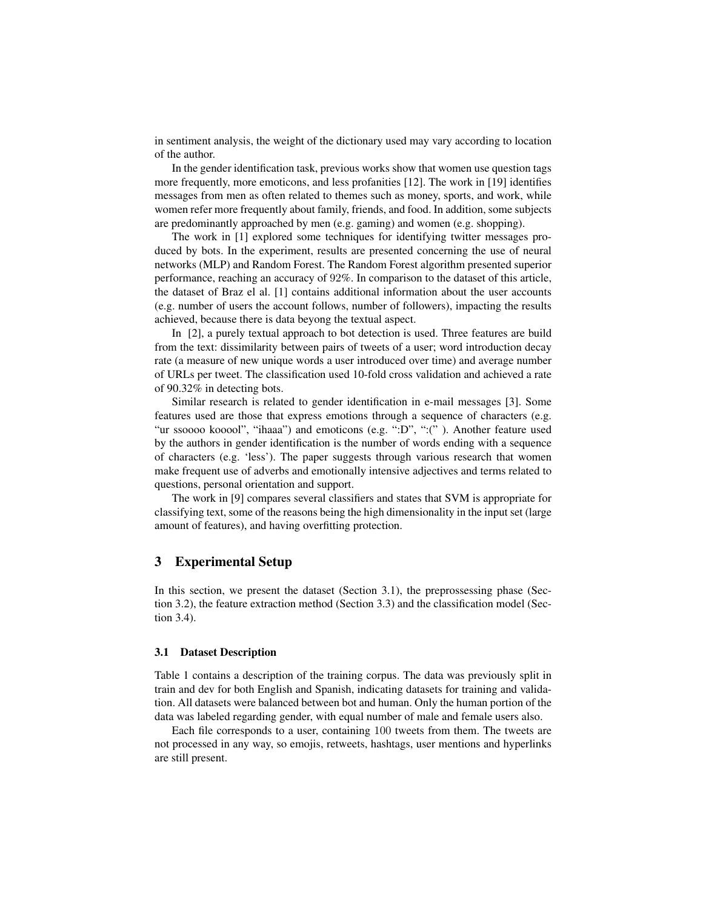in sentiment analysis, the weight of the dictionary used may vary according to location of the author.

In the gender identification task, previous works show that women use question tags more frequently, more emoticons, and less profanities [12]. The work in [19] identifies messages from men as often related to themes such as money, sports, and work, while women refer more frequently about family, friends, and food. In addition, some subjects are predominantly approached by men (e.g. gaming) and women (e.g. shopping).

The work in [1] explored some techniques for identifying twitter messages produced by bots. In the experiment, results are presented concerning the use of neural networks (MLP) and Random Forest. The Random Forest algorithm presented superior performance, reaching an accuracy of $92\%$. In comparison to the dataset of this article, the dataset of Braz el al. [1] contains additional information about the user accounts (e.g. number of users the account follows, number of followers), impacting the results achieved, because there is data beyong the textual aspect.

In [2], a purely textual approach to bot detection is used. Three features are build from the text: dissimilarity between pairs of tweets of a user; word introduction decay rate (a measure of new unique words a user introduced over time) and average number of URLs per tweet. The classification used 10-fold cross validation and achieved a rate of 90.32% in detecting bots.

Similar research is related to gender identification in e-mail messages [3]. Some features used are those that express emotions through a sequence of characters (e.g. "ur ssoooo kooool", "ihaaa") and emoticons (e.g. ":D", ":(" ). Another feature used by the authors in gender identification is the number of words ending with a sequence of characters (e.g. 'less'). The paper suggests through various research that women make frequent use of adverbs and emotionally intensive adjectives and terms related to questions, personal orientation and support.

The work in [9] compares several classifiers and states that SVM is appropriate for classifying text, some of the reasons being the high dimensionality in the input set (large amount of features), and having overfitting protection.

## 3 Experimental Setup

In this section, we present the dataset (Section 3.1), the preprossessing phase (Section 3.2), the feature extraction method (Section 3.3) and the classification model (Section 3.4).

### 3.1 Dataset Description

Table 1 contains a description of the training corpus. The data was previously split in train and dev for both English and Spanish, indicating datasets for training and validation. All datasets were balanced between bot and human. Only the human portion of the data was labeled regarding gender, with equal number of male and female users also.

Each file corresponds to a user, containing $100$ tweets from them. The tweets are not processed in any way, so emojis, retweets, hashtags, user mentions and hyperlinks are still present.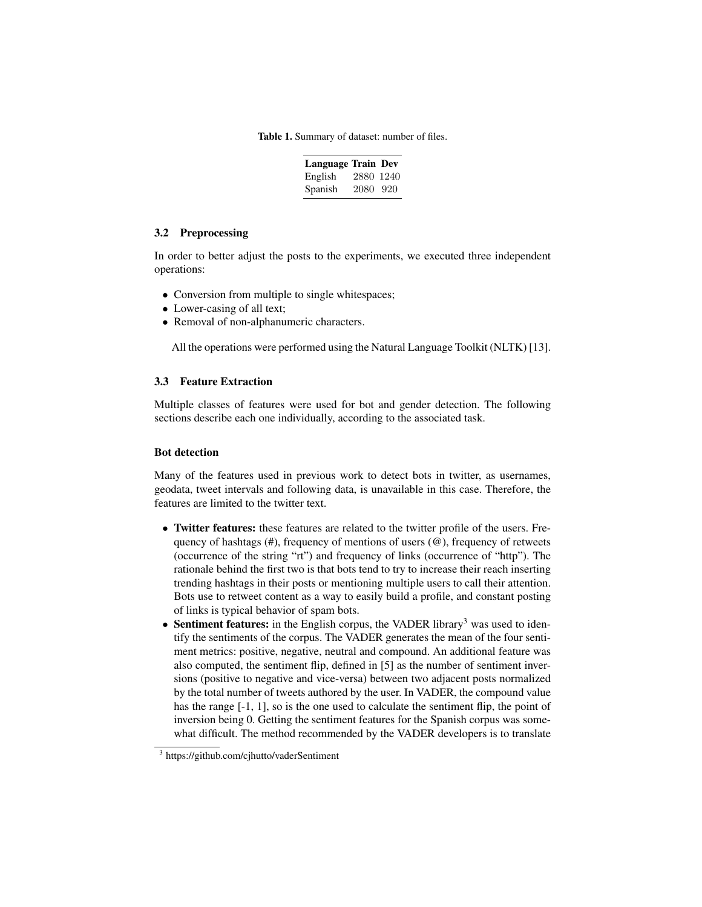Table 1. Summary of dataset: number of files.

| Language | Train | Dev |
| --- | --- | --- |
| English | 2880 | 1240 |
| Spanish | 2080 | 920 |

### 3.2 Preprocessing

In order to better adjust the posts to the experiments, we executed three independent operations:

- Conversion from multiple to single whitespaces;
- Lower-casing of all text;
- Removal of non-alphanumeric characters.

All the operations were performed using the Natural Language Toolkit (NLTK) [13].

### 3.3 Feature Extraction

Multiple classes of features were used for bot and gender detection. The following sections describe each one individually, according to the associated task.

#### Bot detection

Many of the features used in previous work to detect bots in twitter, as usernames, geodata, tweet intervals and following data, is unavailable in this case. Therefore, the features are limited to the twitter text.

- **Twitter features:** these features are related to the twitter profile of the users. Frequency of hashtags (#), frequency of mentions of users (@), frequency of retweets (occurrence of the string "rt") and frequency of links (occurrence of "http"). The rationale behind the first two is that bots tend to try to increase their reach inserting trending hashtags in their posts or mentioning multiple users to call their attention. Bots use to retweet content as a way to easily build a profile, and constant posting of links is typical behavior of spam bots.
- **Sentiment features:** in the English corpus, the VADER library[3] was used to identify the sentiments of the corpus. The VADER generates the mean of the four sentiment metrics: positive, negative, neutral and compound. An additional feature was also computed, the sentiment flip, defined in [5] as the number of sentiment inversions (positive to negative and vice-versa) between two adjacent posts normalized by the total number of tweets authored by the user. In VADER, the compound value has the range [-1, 1], so is the one used to calculate the sentiment flip, the point of inversion being 0. Getting the sentiment features for the Spanish corpus was somewhat difficult. The method recommended by the VADER developers is to translate

[3] https://github.com/cjhutto/vaderSentiment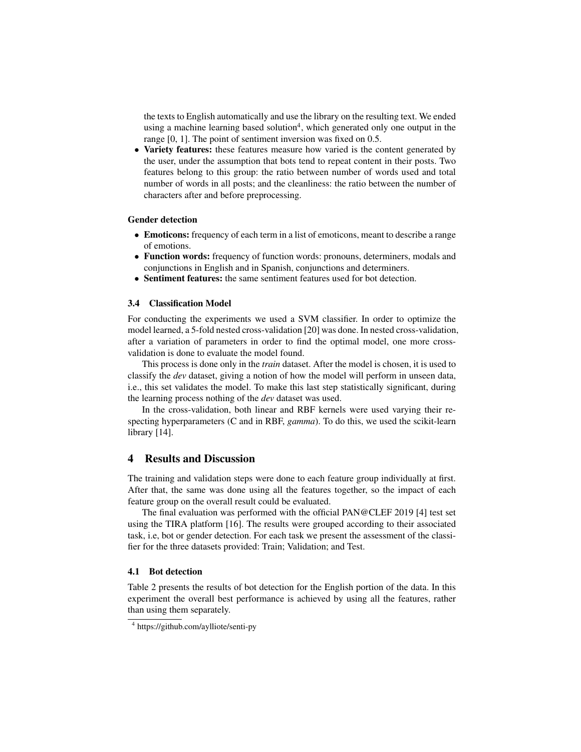the texts to English automatically and use the library on the resulting text. We ended using a machine learning based solution[4], which generated only one output in the range [0, 1]. The point of sentiment inversion was fixed on 0.5.
- **Variety features:** these features measure how varied is the content generated by the user, under the assumption that bots tend to repeat content in their posts. Two features belong to this group: the ratio between number of words used and total number of words in all posts; and the cleanliness: the ratio between the number of characters after and before preprocessing.

**Gender detection**

- **Emoticons:** frequency of each term in a list of emoticons, meant to describe a range of emotions.
- **Function words:** frequency of function words: pronouns, determiners, modals and conjunctions in English and in Spanish, conjunctions and determiners.
- **Sentiment features:** the same sentiment features used for bot detection.

### 3.4 Classification Model

For conducting the experiments we used a SVM classifier. In order to optimize the model learned, a 5-fold nested cross-validation [20] was done. In nested cross-validation, after a variation of parameters in order to find the optimal model, one more cross-validation is done to evaluate the model found.

This process is done only in the *train* dataset. After the model is chosen, it is used to classify the *dev* dataset, giving a notion of how the model will perform in unseen data, i.e., this set validates the model. To make this last step statistically significant, during the learning process nothing of the *dev* dataset was used.

In the cross-validation, both linear and RBF kernels were used varying their respecting hyperparameters (C and in RBF, *gamma*). To do this, we used the scikit-learn library [14].

## 4 Results and Discussion

The training and validation steps were done to each feature group individually at first. After that, the same was done using all the features together, so the impact of each feature group on the overall result could be evaluated.

The final evaluation was performed with the official PAN@CLEF 2019 [4] test set using the TIRA platform [16]. The results were grouped according to their associated task, i.e, bot or gender detection. For each task we present the assessment of the classifier for the three datasets provided: Train; Validation; and Test.

### 4.1 Bot detection

Table 2 presents the results of bot detection for the English portion of the data. In this experiment the overall best performance is achieved by using all the features, rather than using them separately.

[4] https://github.com/aylliote/senti-py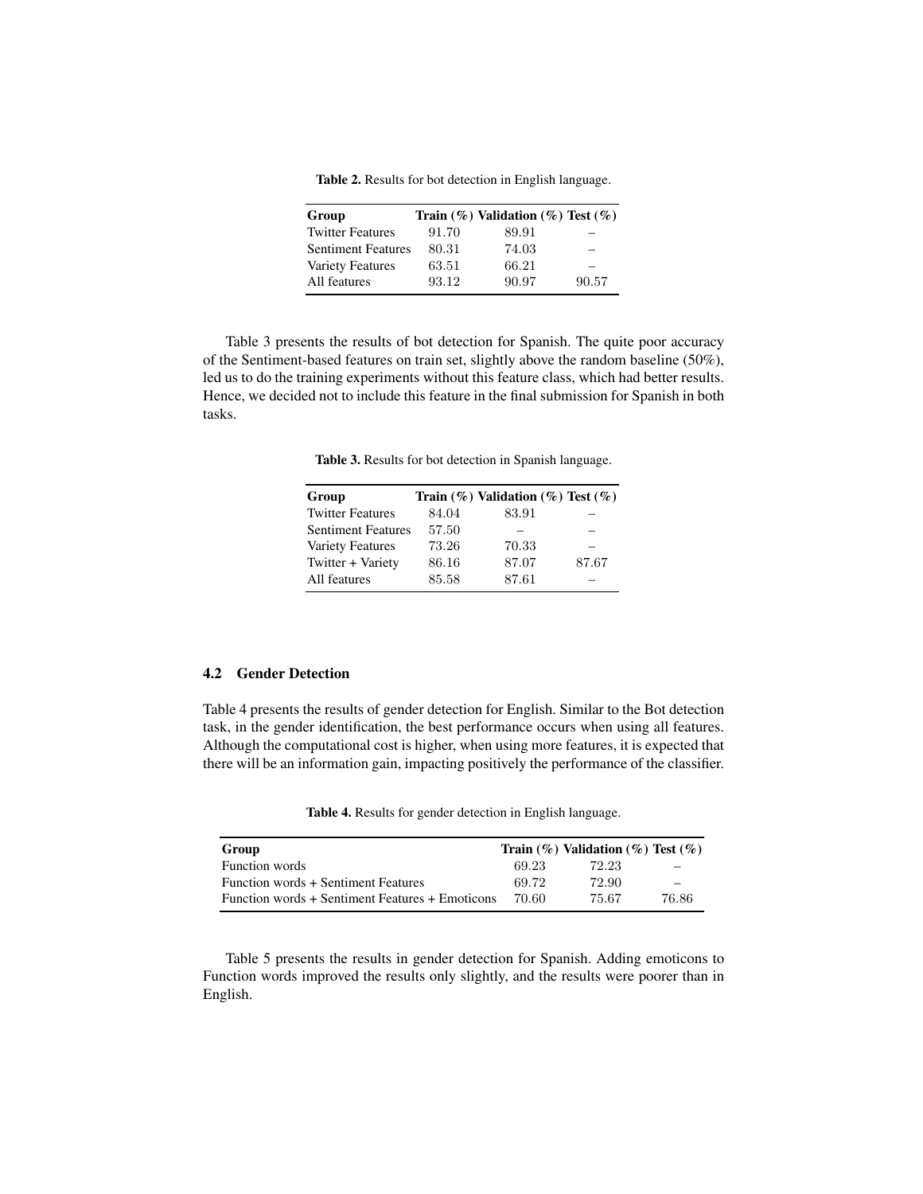**Table 2.** Results for bot detection in English language.

| Group | Train (%) | Validation (%) | Test (%) |
|---|---|---|---|
| Twitter Features | 91.70 | 89.91 | – |
| Sentiment Features | 80.31 | 74.03 | – |
| Variety Features | 63.51 | 66.21 | – |
| All features | 93.12 | 90.97 | 90.57 |

Table 3 presents the results of bot detection for Spanish. The quite poor accuracy of the Sentiment-based features on train set, slightly above the random baseline (50%), led us to do the training experiments without this feature class, which had better results. Hence, we decided not to include this feature in the final submission for Spanish in both tasks.

**Table 3.** Results for bot detection in Spanish language.

| Group | Train (%) | Validation (%) | Test (%) |
|---|---|---|---|
| Twitter Features | 84.04 | 83.91 | – |
| Sentiment Features | 57.50 | – | – |
| Variety Features | 73.26 | 70.33 | – |
| Twitter + Variety | 86.16 | 87.07 | 87.67 |
| All features | 85.58 | 87.61 | – |

### 4.2 Gender Detection

Table 4 presents the results of gender detection for English. Similar to the Bot detection task, in the gender identification, the best performance occurs when using all features. Although the computational cost is higher, when using more features, it is expected that there will be an information gain, impacting positively the performance of the classifier.

**Table 4.** Results for gender detection in English language.

| Group | Train (%) | Validation (%) | Test (%) |
|---|---|---|---|
| Function words | 69.23 | 72.23 | – |
| Function words + Sentiment Features | 69.72 | 72.90 | – |
| Function words + Sentiment Features + Emoticons | 70.60 | 75.67 | 76.86 |

Table 5 presents the results in gender detection for Spanish. Adding emoticons to Function words improved the results only slightly, and the results were poorer than in English.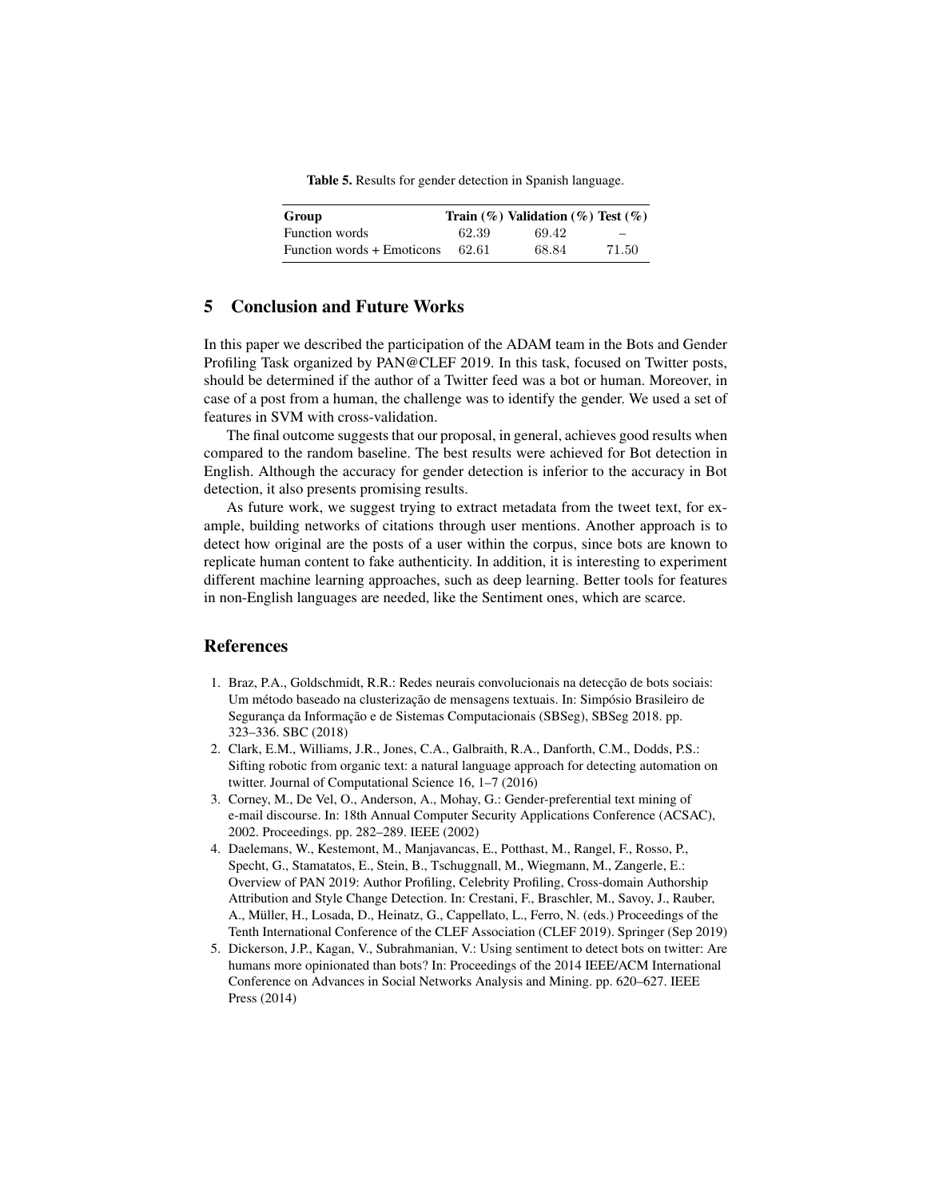**Table 5.** Results for gender detection in Spanish language.

| Group | Train (%) | Validation (%) | Test (%) |
|---|---|---|---|
| Function words | 62.39 | 69.42 | – |
| Function words + Emoticons | 62.61 | 68.84 | 71.50 |

## 5 Conclusion and Future Works

In this paper we described the participation of the ADAM team in the Bots and Gender Profiling Task organized by PAN@CLEF 2019. In this task, focused on Twitter posts, should be determined if the author of a Twitter feed was a bot or human. Moreover, in case of a post from a human, the challenge was to identify the gender. We used a set of features in SVM with cross-validation.

The final outcome suggests that our proposal, in general, achieves good results when compared to the random baseline. The best results were achieved for Bot detection in English. Although the accuracy for gender detection is inferior to the accuracy in Bot detection, it also presents promising results.

As future work, we suggest trying to extract metadata from the tweet text, for example, building networks of citations through user mentions. Another approach is to detect how original are the posts of a user within the corpus, since bots are known to replicate human content to fake authenticity. In addition, it is interesting to experiment different machine learning approaches, such as deep learning. Better tools for features in non-English languages are needed, like the Sentiment ones, which are scarce.

## References

1. Braz, P.A., Goldschmidt, R.R.: Redes neurais convolucionais na detecção de bots sociais: Um método baseado na clusterização de mensagens textuais. In: Simpósio Brasileiro de Segurança da Informação e de Sistemas Computacionais (SBSeg), SBSeg 2018. pp. 323–336. SBC (2018)
2. Clark, E.M., Williams, J.R., Jones, C.A., Galbraith, R.A., Danforth, C.M., Dodds, P.S.: Sifting robotic from organic text: a natural language approach for detecting automation on twitter. Journal of Computational Science 16, 1–7 (2016)
3. Corney, M., De Vel, O., Anderson, A., Mohay, G.: Gender-preferential text mining of e-mail discourse. In: 18th Annual Computer Security Applications Conference (ACSAC), 2002. Proceedings. pp. 282–289. IEEE (2002)
4. Daelemans, W., Kestemont, M., Manjavancas, E., Potthast, M., Rangel, F., Rosso, P., Specht, G., Stamatatos, E., Stein, B., Tschuggnall, M., Wiegmann, M., Zangerle, E.: Overview of PAN 2019: Author Profiling, Celebrity Profiling, Cross-domain Authorship Attribution and Style Change Detection. In: Crestani, F., Braschler, M., Savoy, J., Rauber, A., Müller, H., Losada, D., Heinatz, G., Cappellato, L., Ferro, N. (eds.) Proceedings of the Tenth International Conference of the CLEF Association (CLEF 2019). Springer (Sep 2019)
5. Dickerson, J.P., Kagan, V., Subrahmanian, V.: Using sentiment to detect bots on twitter: Are humans more opinionated than bots? In: Proceedings of the 2014 IEEE/ACM International Conference on Advances in Social Networks Analysis and Mining. pp. 620–627. IEEE Press (2014)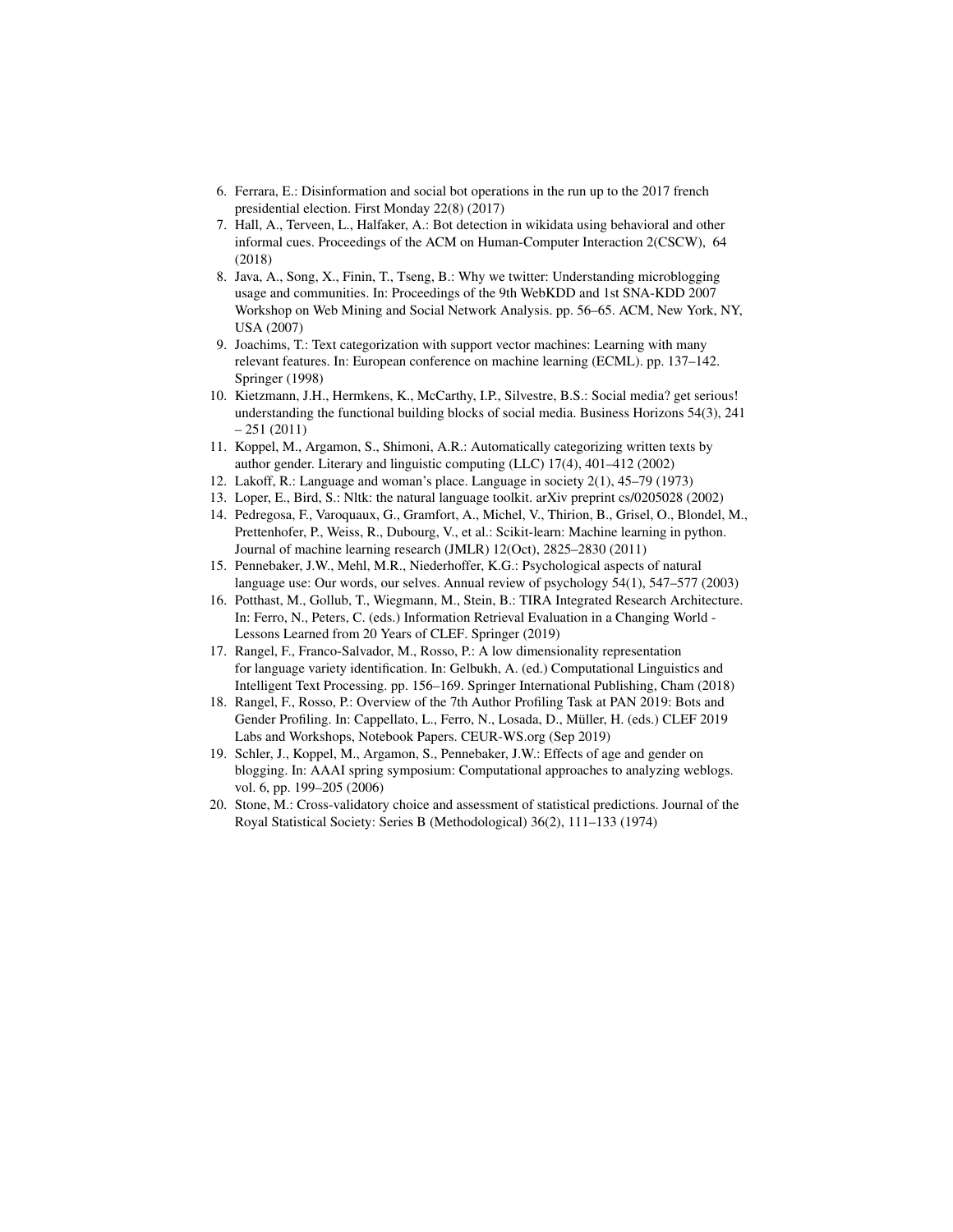6. Ferrara, E.: Disinformation and social bot operations in the run up to the 2017 french presidential election. First Monday 22(8) (2017)
7. Hall, A., Terveen, L., Halfaker, A.: Bot detection in wikidata using behavioral and other informal cues. Proceedings of the ACM on Human-Computer Interaction 2(CSCW), 64 (2018)
8. Java, A., Song, X., Finin, T., Tseng, B.: Why we twitter: Understanding microblogging usage and communities. In: Proceedings of the 9th WebKDD and 1st SNA-KDD 2007 Workshop on Web Mining and Social Network Analysis. pp. 56–65. ACM, New York, NY, USA (2007)
9. Joachims, T.: Text categorization with support vector machines: Learning with many relevant features. In: European conference on machine learning (ECML). pp. 137–142. Springer (1998)
10. Kietzmann, J.H., Hermkens, K., McCarthy, I.P., Silvestre, B.S.: Social media? get serious! understanding the functional building blocks of social media. Business Horizons 54(3), 241 – 251 (2011)
11. Koppel, M., Argamon, S., Shimoni, A.R.: Automatically categorizing written texts by author gender. Literary and linguistic computing (LLC) 17(4), 401–412 (2002)
12. Lakoff, R.: Language and woman's place. Language in society 2(1), 45–79 (1973)
13. Loper, E., Bird, S.: Nltk: the natural language toolkit. arXiv preprint cs/0205028 (2002)
14. Pedregosa, F., Varoquaux, G., Gramfort, A., Michel, V., Thirion, B., Grisel, O., Blondel, M., Prettenhofer, P., Weiss, R., Dubourg, V., et al.: Scikit-learn: Machine learning in python. Journal of machine learning research (JMLR) 12(Oct), 2825–2830 (2011)
15. Pennebaker, J.W., Mehl, M.R., Niederhoffer, K.G.: Psychological aspects of natural language use: Our words, our selves. Annual review of psychology 54(1), 547–577 (2003)
16. Potthast, M., Gollub, T., Wiegmann, M., Stein, B.: TIRA Integrated Research Architecture. In: Ferro, N., Peters, C. (eds.) Information Retrieval Evaluation in a Changing World - Lessons Learned from 20 Years of CLEF. Springer (2019)
17. Rangel, F., Franco-Salvador, M., Rosso, P.: A low dimensionality representation for language variety identification. In: Gelbukh, A. (ed.) Computational Linguistics and Intelligent Text Processing. pp. 156–169. Springer International Publishing, Cham (2018)
18. Rangel, F., Rosso, P.: Overview of the 7th Author Profiling Task at PAN 2019: Bots and Gender Profiling. In: Cappellato, L., Ferro, N., Losada, D., Müller, H. (eds.) CLEF 2019 Labs and Workshops, Notebook Papers. CEUR-WS.org (Sep 2019)
19. Schler, J., Koppel, M., Argamon, S., Pennebaker, J.W.: Effects of age and gender on blogging. In: AAAI spring symposium: Computational approaches to analyzing weblogs. vol. 6, pp. 199–205 (2006)
20. Stone, M.: Cross-validatory choice and assessment of statistical predictions. Journal of the Royal Statistical Society: Series B (Methodological) 36(2), 111–133 (1974)